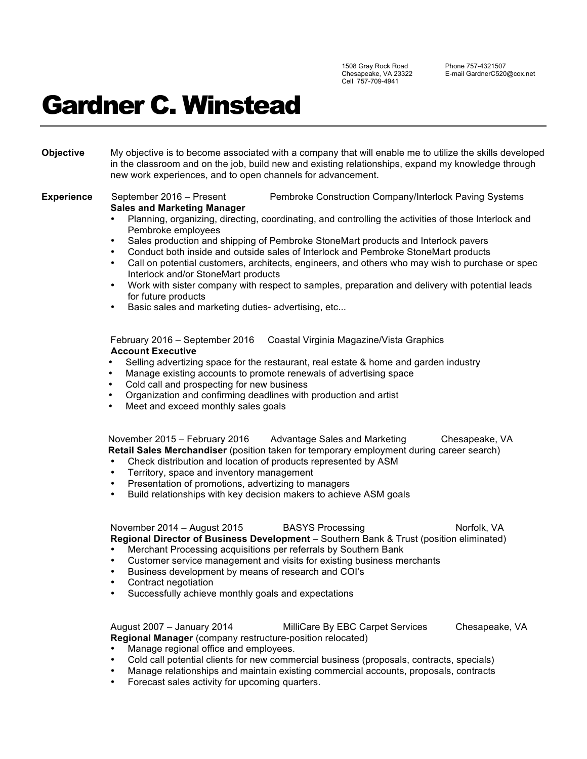1508 Gray Rock Road
Chesapeake, VA 23322
Cell 757-709-4941

Phone 757-4321507
E-mail GardnerC520@cox.net

# Gardner C. Winstead

**Objective**

My objective is to become associated with a company that will enable me to utilize the skills developed in the classroom and on the job, build new and existing relationships, expand my knowledge through new work experiences, and to open channels for advancement.

**Experience**

September 2016 – Present Pembroke Construction Company/Interlock Paving Systems
**Sales and Marketing Manager**

- Planning, organizing, directing, coordinating, and controlling the activities of those Interlock and Pembroke employees
- Sales production and shipping of Pembroke StoneMart products and Interlock pavers
- Conduct both inside and outside sales of Interlock and Pembroke StoneMart products
- Call on potential customers, architects, engineers, and others who may wish to purchase or spec Interlock and/or StoneMart products
- Work with sister company with respect to samples, preparation and delivery with potential leads for future products
- Basic sales and marketing duties- advertising, etc...

February 2016 – September 2016 Coastal Virginia Magazine/Vista Graphics
**Account Executive**

- Selling advertizing space for the restaurant, real estate & home and garden industry
- Manage existing accounts to promote renewals of advertising space
- Cold call and prospecting for new business
- Organization and confirming deadlines with production and artist
- Meet and exceed monthly sales goals

November 2015 – February 2016 Advantage Sales and Marketing Chesapeake, VA
**Retail Sales Merchandiser** (position taken for temporary employment during career search)

- Check distribution and location of products represented by ASM
- Territory, space and inventory management
- Presentation of promotions, advertizing to managers
- Build relationships with key decision makers to achieve ASM goals

November 2014 – August 2015 BASYS Processing Norfolk, VA
**Regional Director of Business Development** – Southern Bank & Trust (position eliminated)

- Merchant Processing acquisitions per referrals by Southern Bank
- Customer service management and visits for existing business merchants
- Business development by means of research and COI's
- Contract negotiation
- Successfully achieve monthly goals and expectations

August 2007 – January 2014 MilliCare By EBC Carpet Services Chesapeake, VA
**Regional Manager** (company restructure-position relocated)

- Manage regional office and employees.
- Cold call potential clients for new commercial business (proposals, contracts, specials)
- Manage relationships and maintain existing commercial accounts, proposals, contracts
- Forecast sales activity for upcoming quarters.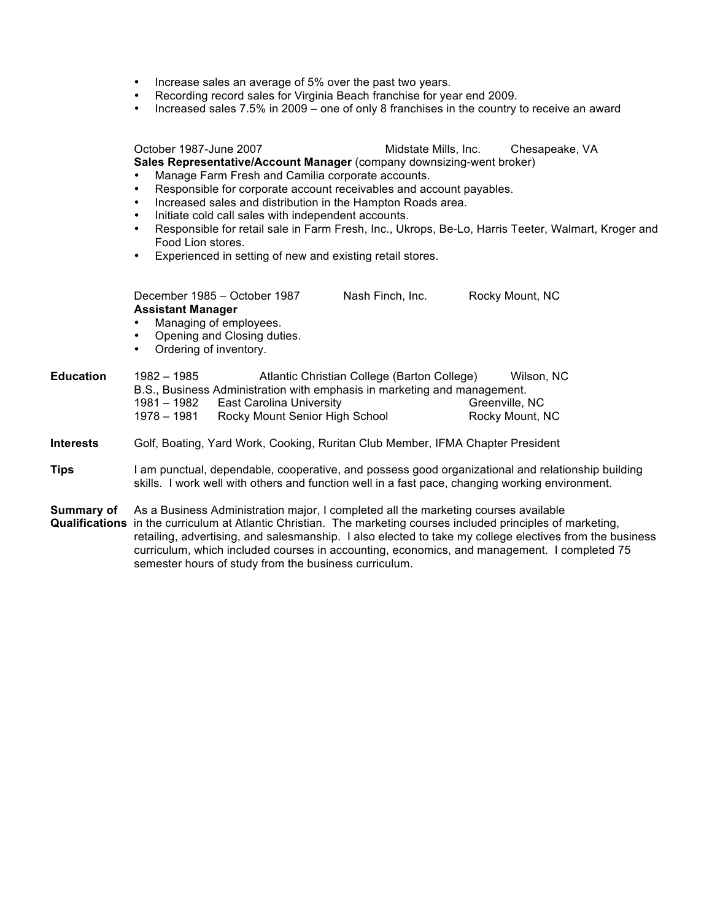- Increase sales an average of 5% over the past two years.
- Recording record sales for Virginia Beach franchise for year end 2009.
- Increased sales 7.5% in 2009 – one of only 8 franchises in the country to receive an award

October 1987-June 2007 Midstate Mills, Inc. Chesapeake, VA
**Sales Representative/Account Manager** (company downsizing-went broker)

- Manage Farm Fresh and Camilia corporate accounts.
- Responsible for corporate account receivables and account payables.
- Increased sales and distribution in the Hampton Roads area.
- Initiate cold call sales with independent accounts.
- Responsible for retail sale in Farm Fresh, Inc., Ukrops, Be-Lo, Harris Teeter, Walmart, Kroger and Food Lion stores.
- Experienced in setting of new and existing retail stores.

December 1985 – October 1987 Nash Finch, Inc. Rocky Mount, NC
**Assistant Manager**

- Managing of employees.
- Opening and Closing duties.
- Ordering of inventory.

**Education**

1982 – 1985 Atlantic Christian College (Barton College) Wilson, NC
B.S., Business Administration with emphasis in marketing and management.
1981 – 1982 East Carolina University Greenville, NC
1978 – 1981 Rocky Mount Senior High School Rocky Mount, NC

**Interests**

Golf, Boating, Yard Work, Cooking, Ruritan Club Member, IFMA Chapter President

**Tips**

I am punctual, dependable, cooperative, and possess good organizational and relationship building skills. I work well with others and function well in a fast pace, changing working environment.

**Summary of Qualifications**

As a Business Administration major, I completed all the marketing courses available in the curriculum at Atlantic Christian. The marketing courses included principles of marketing, retailing, advertising, and salesmanship. I also elected to take my college electives from the business curriculum, which included courses in accounting, economics, and management. I completed 75 semester hours of study from the business curriculum.